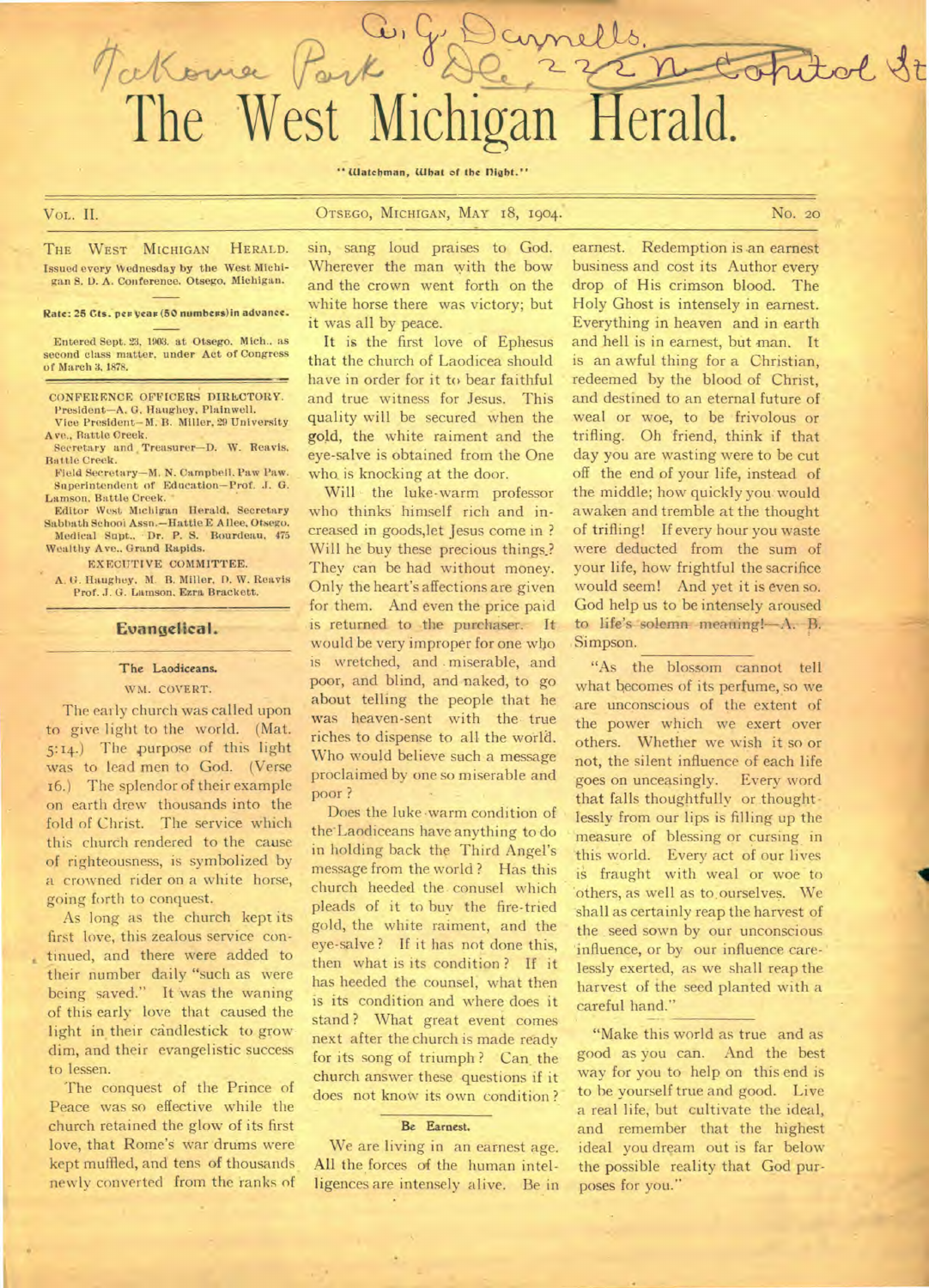# The West Michigan Herald.

"Watchman, What of the Night."

VOL. II. OTSEGO, MICHIGAN, MAY 18, 1904. No. 20

THE WEST MICHIGAN HERALD. Issued every Wednesday by the West Michigan S. D. A. Conference. Otsego, Michigan.

Rate: 25 Cts. per year (50 numbers) in advance.

Entered Sept. 23, 1903. at Otsego, Mich., as second class matter, under Act of Congress of March 3, 1878.

CONFERENCE OFFICERS DIRECTORY.
President—A. G. Haughey, Plainwell.
Vice President—M. B. Miller, 29 University Ave., Battle Creek.
Secretary and Treasurer—D. W. Reavis, Battle Creek.
Field Secretary—M. N. Campbell, Paw Paw.
Superintendent of Education—Prof. J. G. Lamson, Battle Creek.
Editor West Michigan Herald, Secretary Sabbath School Assn.—Hattie E Allee, Otsego.
Medical Supt., Dr. P. S. Bourdeau, 475 Wealthy Ave., Grand Rapids.

EXECUTIVE COMMITTEE.
A. G. Haughey, M. B. Miller, D. W. Reavis, Prof. J. G. Lamson, Ezra Brackett.

## Evangelical.

### The Laodiceans.

WM. COVERT.

The early church was called upon to give light to the world. (Mat. 5:14.) The purpose of this light was to lead men to God. (Verse 16.) The splendor of their example on earth drew thousands into the fold of Christ. The service which this church rendered to the cause of righteousness, is symbolized by a crowned rider on a white horse, going forth to conquest.

As long as the church kept its first love, this zealous service continued, and there were added to their number daily "such as were being saved." It was the waning of this early love that caused the light in their candlestick to grow dim, and their evangelistic success to lessen.

The conquest of the Prince of Peace was so effective while the church retained the glow of its first love, that Rome's war drums were kept muffled, and tens of thousands newly converted from the ranks of sin, sang loud praises to God. Wherever the man with the bow and the crown went forth on the white horse there was victory; but it was all by peace.

It is the first love of Ephesus that the church of Laodicea should have in order for it to bear faithful and true witness for Jesus. This quality will be secured when the gold, the white raiment and the eye-salve is obtained from the One who is knocking at the door.

Will the luke-warm professor who thinks himself rich and increased in goods, let Jesus come in? Will he buy these precious things? They can be had without money. Only the heart's affections are given for them. And even the price paid is returned to the purchaser. It would be very improper for one who is wretched, and miserable, and poor, and blind, and naked, to go about telling the people that he was heaven-sent with the true riches to dispense to all the world. Who would believe such a message proclaimed by one so miserable and poor?

Does the luke-warm condition of the Laodiceans have anything to do in holding back the Third Angel's message from the world? Has this church heeded the conusel which pleads of it to buy the fire-tried gold, the white raiment, and the eye-salve? If it has not done this, then what is its condition? If it has heeded the counsel, what then is its condition and where does it stand? What great event comes next after the church is made ready for its song of triumph? Can the church answer these questions if it does not know its own condition?

### Be Earnest.

We are living in an earnest age. All the forces of the human intelligences are intensely alive. Be in earnest. Redemption is an earnest business and cost its Author every drop of His crimson blood. The Holy Ghost is intensely in earnest. Everything in heaven and in earth and hell is in earnest, but man. It is an awful thing for a Christian, redeemed by the blood of Christ, and destined to an eternal future of weal or woe, to be frivolous or trifling. Oh friend, think if that day you are wasting were to be cut off the end of your life, instead of the middle; how quickly you would awaken and tremble at the thought of trifling! If every hour you waste were deducted from the sum of your life, how frightful the sacrifice would seem! And yet it is even so. God help us to be intensely aroused to life's solemn meaning!—A. B. Simpson.

"As the blossom cannot tell what becomes of its perfume, so we are unconscious of the extent of the power which we exert over others. Whether we wish it so or not, the silent influence of each life goes on unceasingly. Every word that falls thoughtfully or thoughtlessly from our lips is filling up the measure of blessing or cursing in this world. Every act of our lives is fraught with weal or woe to others, as well as to ourselves. We shall as certainly reap the harvest of the seed sown by our unconscious influence, or by our influence carelessly exerted, as we shall reap the harvest of the seed planted with a careful hand."

"Make this world as true and as good as you can. And the best way for you to help on this end is to be yourself true and good. Live a real life, but cultivate the ideal, and remember that the highest ideal you dream out is far below the possible reality that God purposes for you."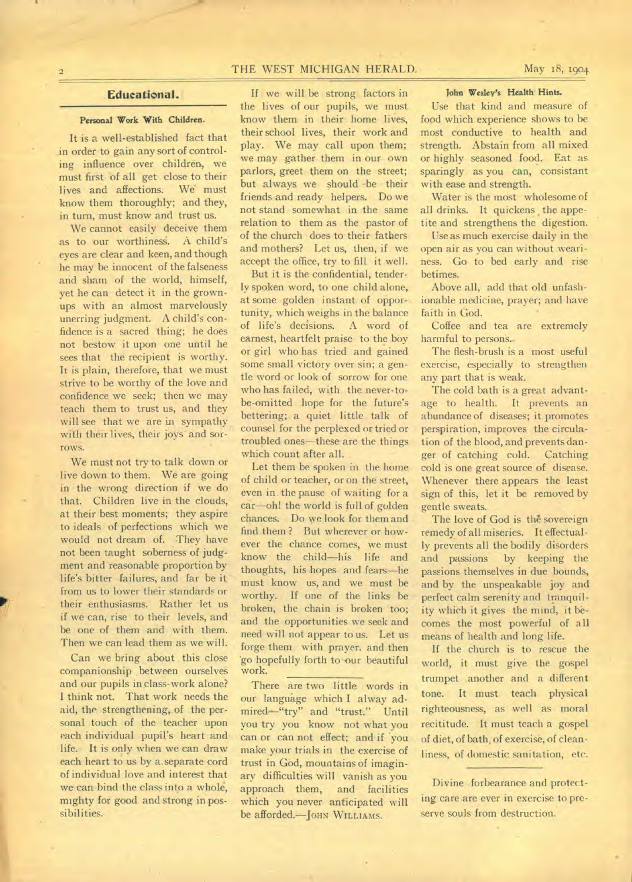## Educational.

### Personal Work With Children.

It is a well-established fact that in order to gain any sort of controling influence over children, we must first of all get close to their lives and affections. We must know them thoroughly; and they, in turn, must know and trust us.

We cannot easily deceive them as to our worthiness. A child's eyes are clear and keen, and though he may be innocent of the falseness and sham of the world, himself, yet he can detect it in the grown-ups with an almost marvelously unerring judgment. A child's confidence is a sacred thing; he does not bestow it upon one until he sees that the recipient is worthy. It is plain, therefore, that we must strive to be worthy of the love and confidence we seek; then we may teach them to trust us, and they will see that we are in sympathy with their lives, their joys and sorrows.

We must not try to talk down or live down to them. We are going in the wrong direction if we do that. Children live in the clouds, at their best moments; they aspire to ideals of perfections which we would not dream of. They have not been taught soberness of judgment and reasonable proportion by life's bitter failures, and far be it from us to lower their standards or their enthusiasms. Rather let us if we can, rise to their levels, and be one of them and with them. Then we can lead them as we will.

Can we bring about this close companionship between ourselves and our pupils in class-work alone? I think not. That work needs the aid, the strengthening, of the personal touch of the teacher upon each individual pupil's heart and life. It is only when we can draw each heart to us by a separate cord of individual love and interest that we can bind the class into a whole, mighty for good and strong in possibilities.

If we will be strong factors in the lives of our pupils, we must know them in their home lives, their school lives, their work and play. We may call upon them; we may gather them in our own parlors, greet them on the street; but always we should be their friends and ready helpers. Do we not stand somewhat in the same relation to them as the pastor of of the church does to their fathers and mothers? Let us, then, if we accept the office, try to fill it well.

But it is the confidential, tenderly spoken word, to one child alone, at some golden instant of opportunity, which weighs in the balance of life's decisions. A word of earnest, heartfelt praise to the boy or girl who has tried and gained some small victory over sin; a gentle word or look of sorrow for one who has failed, with the never-to-be-omitted hope for the future's bettering; a quiet little talk of counsel for the perplexed or tried or troubled ones—these are the things which count after all.

Let them be spoken in the home of child or teacher, or on the street, even in the pause of waiting for a car—oh! the world is full of golden chances. Do we look for them and find them? But wherever or however the chance comes, we must know the child—his life and thoughts, his hopes and fears—he must know us, and we must be worthy. If one of the links be broken, the chain is broken too; and the opportunities we seek and need will not appear to us. Let us forge them with prayer, and then go hopefully forth to our beautiful work.

---

There are two little words in our language which I alway admired—"try" and "trust." Until you try you know not what you can or can not effect; and if you make your trials in the exercise of trust in God, mountains of imaginary difficulties will vanish as you approach them, and facilities which you never anticipated will be afforded.—John Williams.

### John Wesley's Health Hints.

Use that kind and measure of food which experience shows to be most conductive to health and strength. Abstain from all mixed or highly seasoned food. Eat as sparingly as you can, consistant with ease and strength.

Water is the most wholesome of all drinks. It quickens the appetite and strengthens the digestion.

Use as much exercise daily in the open air as you can without weariness. Go to bed early and rise betimes.

Above all, add that old unfashionable medicine, prayer; and have faith in God.

Coffee and tea are extremely harmful to persons.

The flesh-brush is a most useful exercise, especially to strengthen any part that is weak.

The cold bath is a great advantage to health. It prevents an abundance of diseases; it promotes perspiration, improves the circulation of the blood, and prevents danger of catching cold. Catching cold is one great source of disease. Whenever there appears the least sign of this, let it be removed by gentle sweats.

The love of God is the sovereign remedy of all miseries. It effectually prevents all the bodily disorders and passions by keeping the passions themselves in due bounds, and by the unspeakable joy and perfect calm serenity and tranquility which it gives the mind, it becomes the most powerful of all means of health and long life.

If the church is to rescue the world, it must give the gospel trumpet another and a different tone. It must teach physical righteousness, as well as moral recititude. It must teach a gospel of diet, of bath, of exercise, of cleanliness, of domestic sanitation, etc.

---

Divine forbearance and protecting care are ever in exercise to preserve souls from destruction.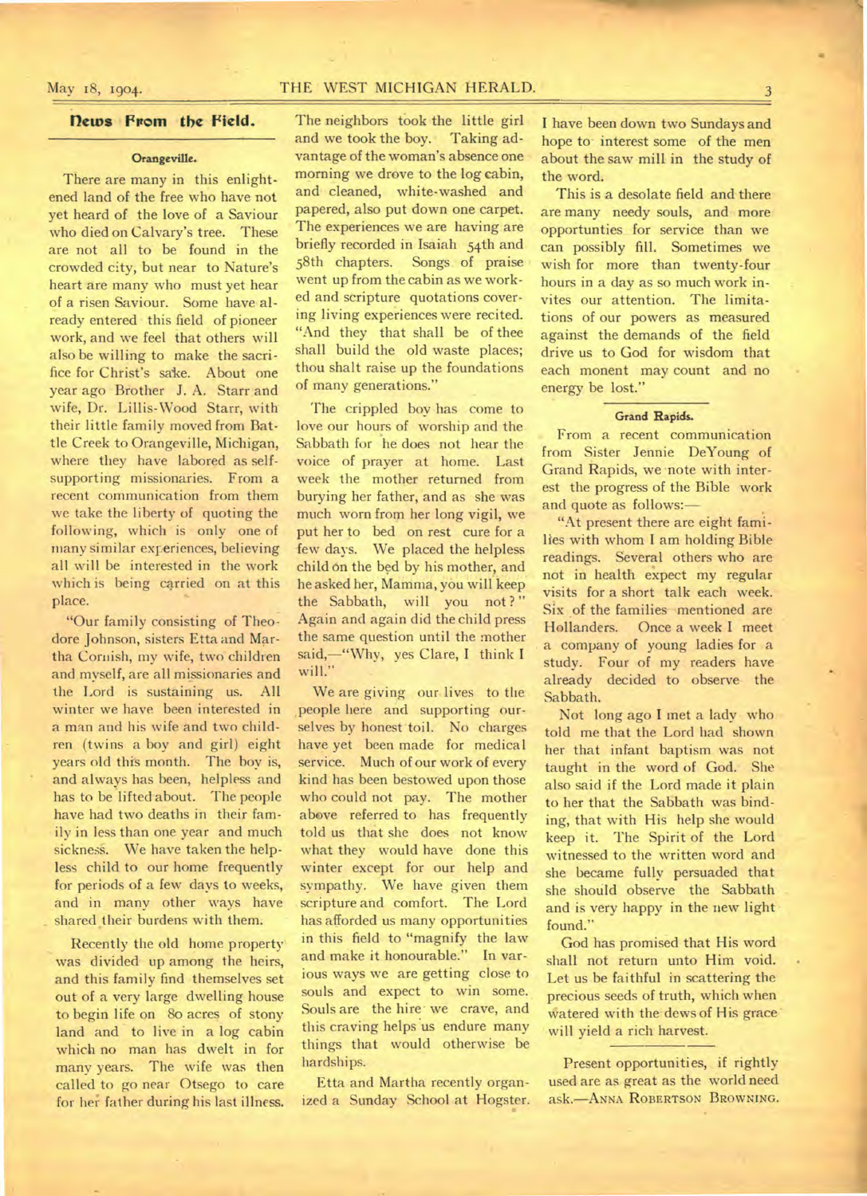## News From the Field.

### Orangeville.

There are many in this enlightened land of the free who have not yet heard of the love of a Saviour who died on Calvary's tree. These are not all to be found in the crowded city, but near to Nature's heart are many who must yet hear of a risen Saviour. Some have already entered this field of pioneer work, and we feel that others will also be willing to make the sacrifice for Christ's sake. About one year ago Brother J. A. Starr and wife, Dr. Lillis-Wood Starr, with their little family moved from Battle Creek to Orangeville, Michigan, where they have labored as self-supporting missionaries. From a recent communication from them we take the liberty of quoting the following, which is only one of many similar experiences, believing all will be interested in the work which is being carried on at this place.

"Our family consisting of Theodore Johnson, sisters Etta and Martha Cornish, my wife, two children and myself, are all missionaries and the Lord is sustaining us. All winter we have been interested in a man and his wife and two children (twins a boy and girl) eight years old this month. The boy is, and always has been, helpless and has to be lifted about. The people have had two deaths in their family in less than one year and much sickness. We have taken the helpless child to our home frequently for periods of a few days to weeks, and in many other ways have shared their burdens with them.

Recently the old home property was divided up among the heirs, and this family find themselves set out of a very large dwelling house to begin life on 80 acres of stony land and to live in a log cabin which no man has dwelt in for many years. The wife was then called to go near Otsego to care for her father during his last illness. The neighbors took the little girl and we took the boy. Taking advantage of the woman's absence one morning we drove to the log cabin, and cleaned, white-washed and papered, also put down one carpet. The experiences we are having are briefly recorded in Isaiah 54th and 58th chapters. Songs of praise went up from the cabin as we worked and scripture quotations covering living experiences were recited. "And they that shall be of thee shall build the old waste places; thou shalt raise up the foundations of many generations."

The crippled boy has come to love our hours of worship and the Sabbath for he does not hear the voice of prayer at home. Last week the mother returned from burying her father, and as she was much worn from her long vigil, we put her to bed on rest cure for a few days. We placed the helpless child on the bed by his mother, and he asked her, Mamma, you will keep the Sabbath, will you not?" Again and again did the child press the same question until the mother said,—"Why, yes Clare, I think I will."

We are giving our lives to the people here and supporting ourselves by honest toil. No charges have yet been made for medical service. Much of our work of every kind has been bestowed upon those who could not pay. The mother above referred to has frequently told us that she does not know what they would have done this winter except for our help and sympathy. We have given them scripture and comfort. The Lord has afforded us many opportunities in this field to "magnify the law and make it honourable." In various ways we are getting close to souls and expect to win some. Souls are the hire we crave, and this craving helps us endure many things that would otherwise be hardships.

Etta and Martha recently organized a Sunday School at Hogster. I have been down two Sundays and hope to interest some of the men about the saw mill in the study of the word.

This is a desolate field and there are many needy souls, and more opportunties for service than we can possibly fill. Sometimes we wish for more than twenty-four hours in a day as so much work invites our attention. The limitations of our powers as measured against the demands of the field drive us to God for wisdom that each monent may count and no energy be lost."

### Grand Rapids.

From a recent communication from Sister Jennie DeYoung of Grand Rapids, we note with interest the progress of the Bible work and quote as follows:—

"At present there are eight families with whom I am holding Bible readings. Several others who are not in health expect my regular visits for a short talk each week. Six of the families mentioned are Hollanders. Once a week I meet a company of young ladies for a study. Four of my readers have already decided to observe the Sabbath.

Not long ago I met a lady who told me that the Lord had shown her that infant baptism was not taught in the word of God. She also said if the Lord made it plain to her that the Sabbath was binding, that with His help she would keep it. The Spirit of the Lord witnessed to the written word and she became fully persuaded that she should observe the Sabbath and is very happy in the new light found."

God has promised that His word shall not return unto Him void. Let us be faithful in scattering the precious seeds of truth, which when watered with the dews of His grace will yield a rich harvest.

---

Present opportunities, if rightly used are as great as the world need ask.—Anna Robertson Browning.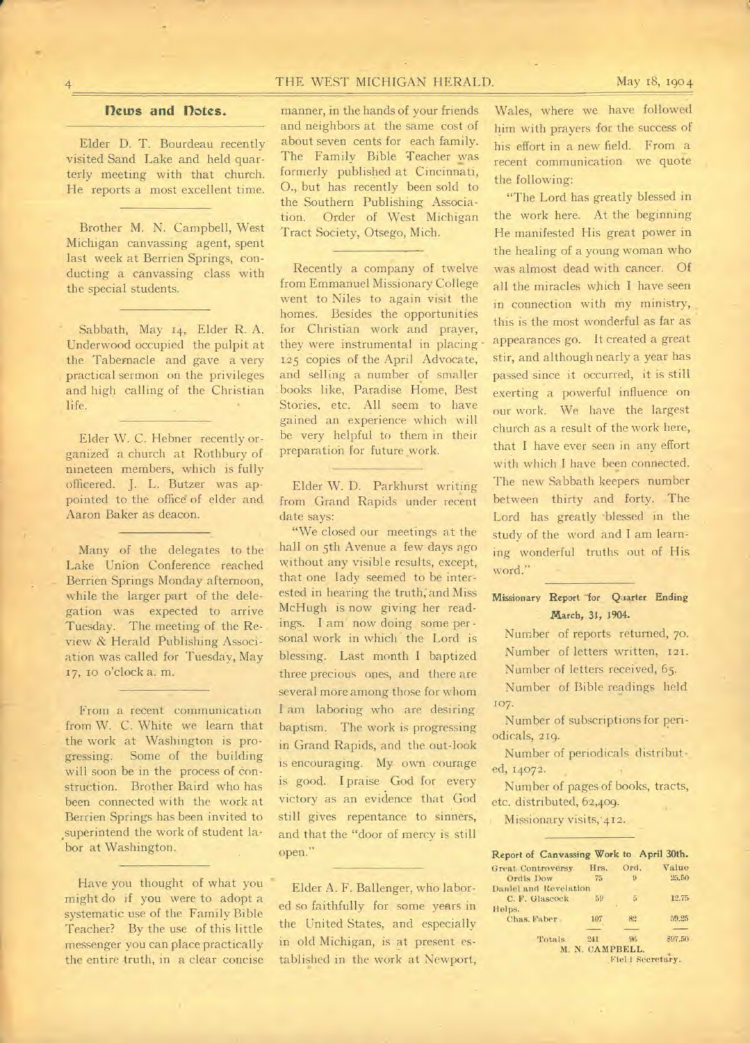## News and Notes.

Elder D. T. Bourdeau recently visited Sand Lake and held quarterly meeting with that church. He reports a most excellent time.

Brother M. N. Campbell, West Michigan canvassing agent, spent last week at Berrien Springs, conducting a canvassing class with the special students.

Sabbath, May 14, Elder R. A. Underwood occupied the pulpit at the Tabernacle and gave a very practical sermon on the privileges and high calling of the Christian life.

Elder W. C. Hebner recently organized a church at Rothbury of nineteen members, which is fully officered. J. L. Butzer was appointed to the office of elder and Aaron Baker as deacon.

Many of the delegates to the Lake Union Conference reached Berrien Springs Monday afternoon, while the larger part of the delegation was expected to arrive Tuesday. The meeting of the Review & Herald Publishing Association was called for Tuesday, May 17, 10 o'clock a. m.

From a recent communication from W. C. White we learn that the work at Washington is progressing. Some of the building will soon be in the process of construction. Brother Baird who has been connected with the work at Berrien Springs has been invited to superintend the work of student labor at Washington.

Have you thought of what you might do if you were to adopt a systematic use of the Family Bible Teacher? By the use of this little messenger you can place practically the entire truth, in a clear concise manner, in the hands of your friends and neighbors at the same cost of about seven cents for each family. The Family Bible Teacher was formerly published at Cincinnati, O., but has recently been sold to the Southern Publishing Association. Order of West Michigan Tract Society, Otsego, Mich.

Recently a company of twelve from Emmanuel Missionary College went to Niles to again visit the homes. Besides the opportunities for Christian work and prayer, they were instrumental in placing 125 copies of the April Advocate, and selling a number of smaller books like, Paradise Home, Best Stories, etc. All seem to have gained an experience which will be very helpful to them in their preparation for future work.

Elder W. D. Parkhurst writing from Grand Rapids under recent date says:

"We closed our meetings at the hall on 5th Avenue a few days ago without any visible results, except, that one lady seemed to be interested in hearing the truth, and Miss McHugh is now giving her readings. I am now doing some personal work in which the Lord is blessing. Last month I baptized three precious ones, and there are several more among those for whom I am laboring who are desiring baptism. The work is progressing in Grand Rapids, and the out-look is encouraging. My own courage is good. I praise God for every victory as an evidence that God still gives repentance to sinners, and that the "door of mercy is still open."

Elder A. F. Ballenger, who labored so faithfully for some years in the United States, and especially in old Michigan, is at present established in the work at Newport, Wales, where we have followed him with prayers for the success of his effort in a new field. From a recent communication we quote the following:

"The Lord has greatly blessed in the work here. At the beginning He manifested His great power in the healing of a young woman who was almost dead with cancer. Of all the miracles which I have seen in connection with my ministry, this is the most wonderful as far as appearances go. It created a great stir, and although nearly a year has passed since it occurred, it is still exerting a powerful influence on our work. We have the largest church as a result of the work here, that I have ever seen in any effort with which I have been connected. The new Sabbath keepers number between thirty and forty. The Lord has greatly blessed in the study of the word and I am learning wonderful truths out of His word."

**Missionary Report for Quarter Ending March, 31, 1904.**

Number of reports returned, 70.

Number of letters written, 121.

Number of letters received, 65.

Number of Bible readings held 107.

Number of subscriptions for periodicals, 219.

Number of periodicals distributed, 14072.

Number of pages of books, tracts, etc. distributed, 62,409.

Missionary visits, 412.

**Report of Canvassing Work to April 30th.**

| | Hrs. | Ord. | Value |
|---|---|---|---|
| Great Controversy | | | |
| Ordis Dow | 75 | 9 | 25.50 |
| Daniel and Revelation | | | |
| C. F. Glascock | 59 | 5 | 12.75 |
| Helps. | | | |
| Chas. Faber | 107 | 82 | 59.25 |
| Totals | 241 | 96 | $97.50 |

M. N. CAMPBELL,
Field Secretary.